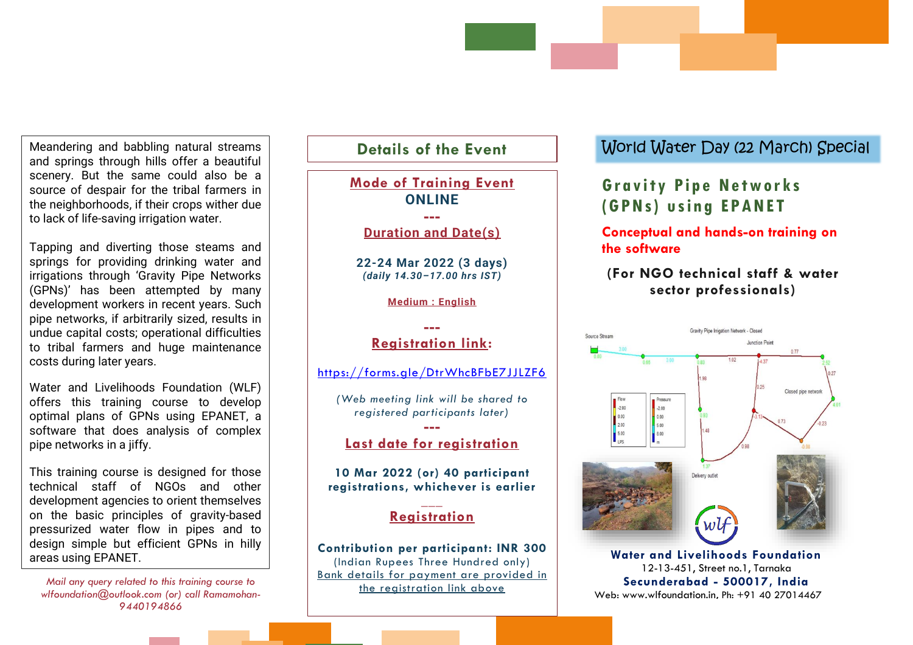Meandering and babbling natural streams and springs through hills offer a beautiful scenery. But the same could also be a source of despair for the tribal farmers in the neighborhoods, if their crops wither due to lack of life-saving irrigation water.

Tapping and diverting those steams and springs for providing drinking water and irrigations through 'Gravity Pipe Networks (GPNs)' has been attempted by many development workers in recent years. Such pipe networks, if arbitrarily sized, results in undue capital costs; operational difficulties to tribal farmers and huge maintenance costs during later years.

Water and Livelihoods Foundation (WLF) offers this training course to develop optimal plans of GPNs using EPANET, a software that does analysis of complex pipe networks in a jiffy.

This training course is designed for those technical staff of NGOs and other development agencies to orient themselves on the basic principles of gravity-based pressurized water flow in pipes and to design simple but efficient GPNs in hilly areas using EPANET.

*Mail any query related to this training course to wlfoundation@outlook.com (or) call Ramamohan-9440194866*

## Details of the Event

**Mode of Training Event**

**ONLINE**

---

**Duration and Date(s)**

**22-24 Mar 2022 (3 days)**
***(daily 14.30–17.00 hrs IST)***

**Medium : English**

---

**Registration link:**

https://forms.gle/DtrWhcBFbE7JJLZF6

*(Web meeting link will be shared to registered participants later)*

---

**Last date for registration**

**10 Mar 2022 (or) 40 participant registrations, whichever is earlier**

---

**Registration**

**Contribution per participant: INR 300**
(Indian Rupees Three Hundred only)
Bank details for payment are provided in the registration link above

World Water Day (22 March) Special

# Gravity Pipe Networks (GPNs) using EPANET

**Conceptual and hands-on training on the software**

**(For NGO technical staff & water sector professionals)**

**Water and Livelihoods Foundation**
12-13-451, Street no.1, Tarnaka
**Secunderabad - 500017, India**
Web: www.wlfoundation.in, Ph: +91 40 27014467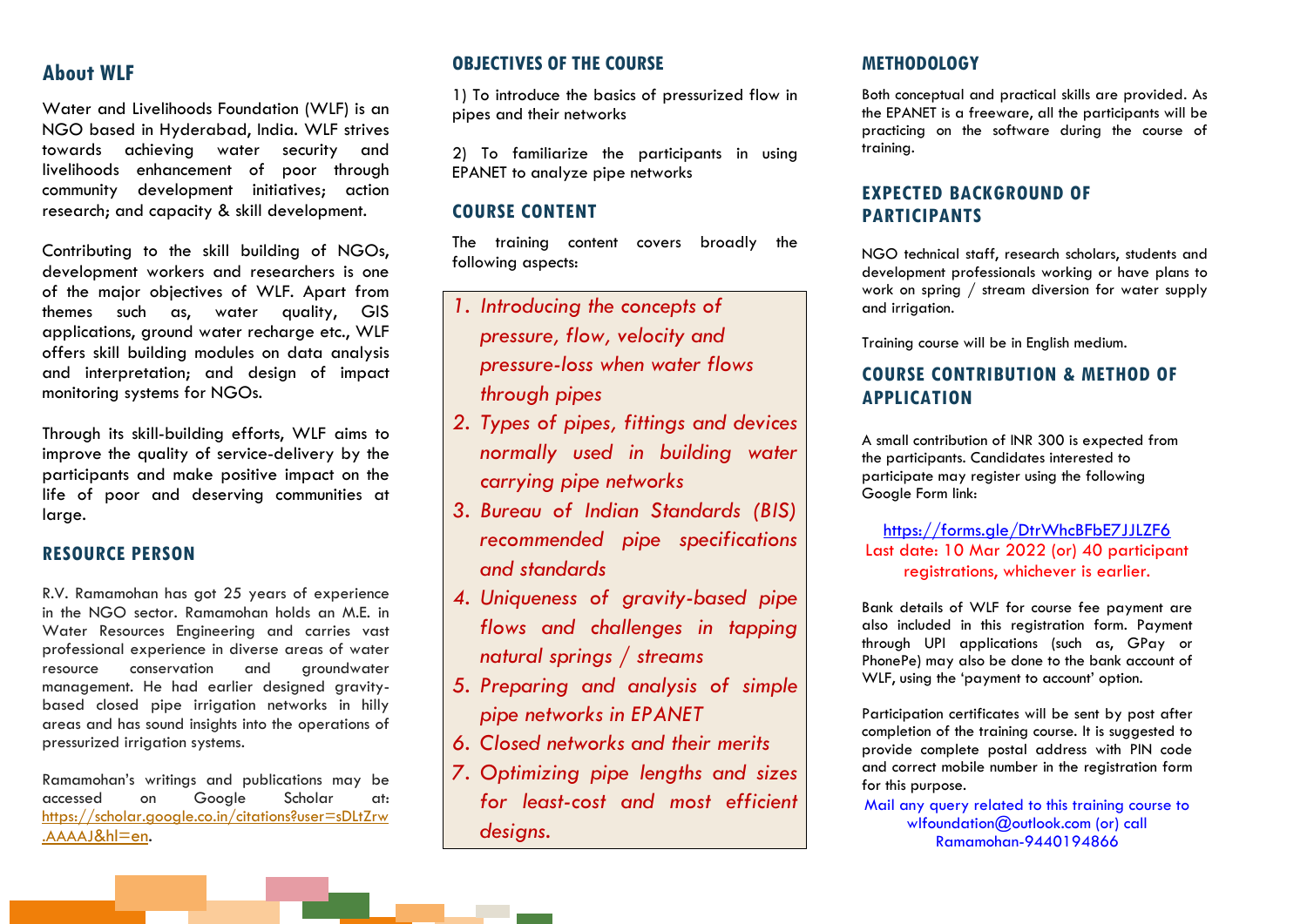## About WLF

Water and Livelihoods Foundation (WLF) is an NGO based in Hyderabad, India. WLF strives towards achieving water security and livelihoods enhancement of poor through community development initiatives; action research; and capacity & skill development.

Contributing to the skill building of NGOs, development workers and researchers is one of the major objectives of WLF. Apart from themes such as, water quality, GIS applications, ground water recharge etc., WLF offers skill building modules on data analysis and interpretation; and design of impact monitoring systems for NGOs.

Through its skill-building efforts, WLF aims to improve the quality of service-delivery by the participants and make positive impact on the life of poor and deserving communities at large.

## RESOURCE PERSON

R.V. Ramamohan has got 25 years of experience in the NGO sector. Ramamohan holds an M.E. in Water Resources Engineering and carries vast professional experience in diverse areas of water resource conservation and groundwater management. He had earlier designed gravity-based closed pipe irrigation networks in hilly areas and has sound insights into the operations of pressurized irrigation systems.

Ramamohan's writings and publications may be accessed on Google Scholar at: https://scholar.google.co.in/citations?user=sDLtZrw.AAAAJ&hl=en.

## OBJECTIVES OF THE COURSE

1) To introduce the basics of pressurized flow in pipes and their networks

2) To familiarize the participants in using EPANET to analyze pipe networks

## COURSE CONTENT

The training content covers broadly the following aspects:

1. *Introducing the concepts of pressure, flow, velocity and pressure-loss when water flows through pipes*
2. *Types of pipes, fittings and devices normally used in building water carrying pipe networks*
3. *Bureau of Indian Standards (BIS) recommended pipe specifications and standards*
4. *Uniqueness of gravity-based pipe flows and challenges in tapping natural springs / streams*
5. *Preparing and analysis of simple pipe networks in EPANET*
6. *Closed networks and their merits*
7. *Optimizing pipe lengths and sizes for least-cost and most efficient designs.*

## METHODOLOGY

Both conceptual and practical skills are provided. As the EPANET is a freeware, all the participants will be practicing on the software during the course of training.

## EXPECTED BACKGROUND OF PARTICIPANTS

NGO technical staff, research scholars, students and development professionals working or have plans to work on spring / stream diversion for water supply and irrigation.

Training course will be in English medium.

## COURSE CONTRIBUTION & METHOD OF APPLICATION

A small contribution of INR 300 is expected from the participants. Candidates interested to participate may register using the following Google Form link:

https://forms.gle/DtrWhcBFbE7JJLZF6

Last date: 10 Mar 2022 (or) 40 participant registrations, whichever is earlier.

Bank details of WLF for course fee payment are also included in this registration form. Payment through UPI applications (such as, GPay or PhonePe) may also be done to the bank account of WLF, using the 'payment to account' option.

Participation certificates will be sent by post after completion of the training course. It is suggested to provide complete postal address with PIN code and correct mobile number in the registration form for this purpose.

Mail any query related to this training course to wlfoundation@outlook.com (or) call Ramamohan-9440194866